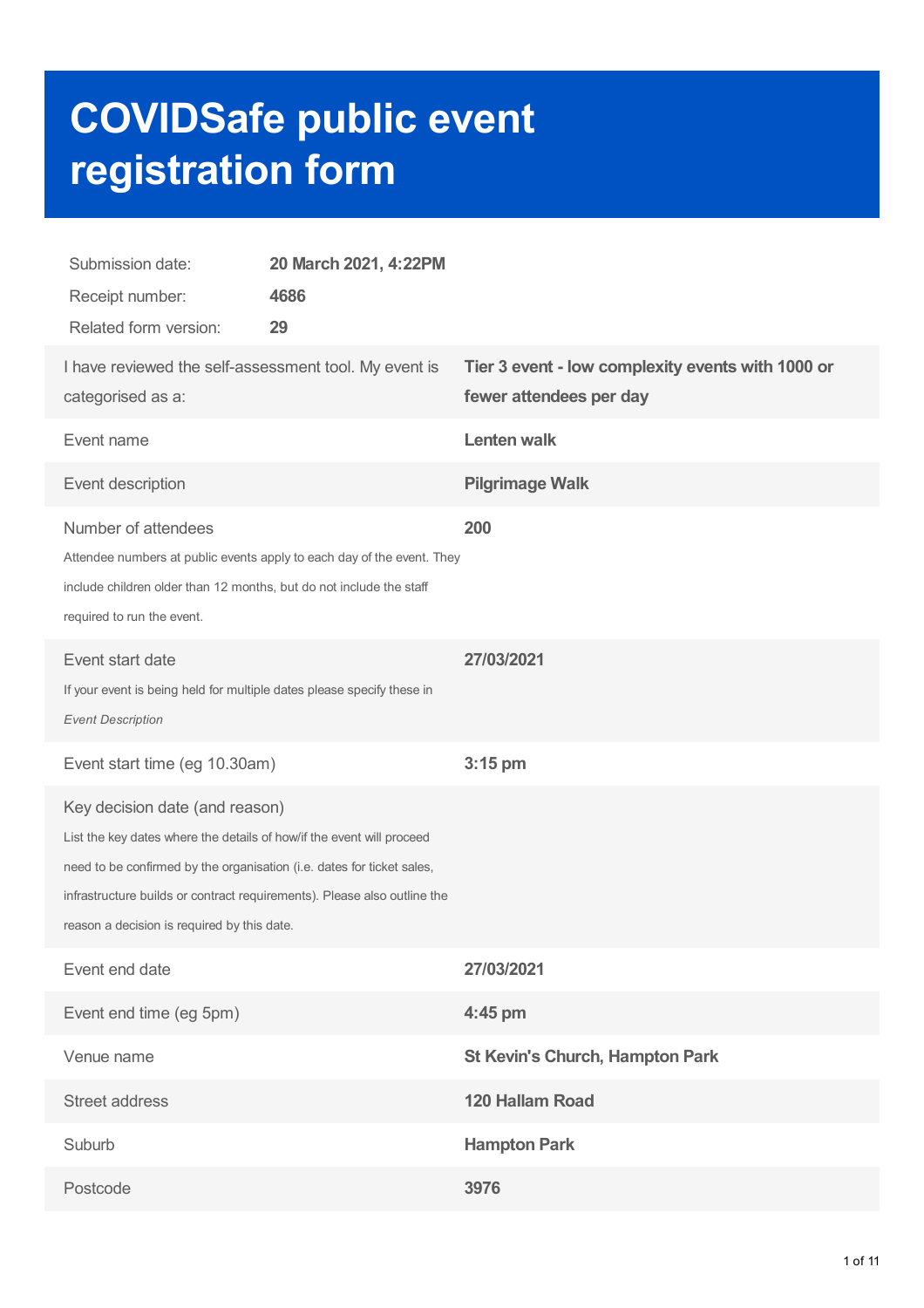# COVIDSafe public event registration form

| | |
|---|---|
| Submission date: | **20 March 2021, 4:22PM** |
| Receipt number: | **4686** |
| Related form version: | **29** |

| | |
|---|---|
| I have reviewed the self-assessment tool. My event is categorised as a: | **Tier 3 event - low complexity events with 1000 or fewer attendees per day** |
| Event name | **Lenten walk** |
| Event description | **Pilgrimage Walk** |
| Number of attendees<br>Attendee numbers at public events apply to each day of the event. They include children older than 12 months, but do not include the staff required to run the event. | **200** |
| Event start date<br>If your event is being held for multiple dates please specify these in *Event Description* | **27/03/2021** |
| Event start time (eg 10.30am) | **3:15 pm** |
| Key decision date (and reason)<br>List the key dates where the details of how/if the event will proceed need to be confirmed by the organisation (i.e. dates for ticket sales, infrastructure builds or contract requirements). Please also outline the reason a decision is required by this date. | |
| Event end date | **27/03/2021** |
| Event end time (eg 5pm) | **4:45 pm** |
| Venue name | **St Kevin's Church, Hampton Park** |
| Street address | **120 Hallam Road** |
| Suburb | **Hampton Park** |
| Postcode | **3976** |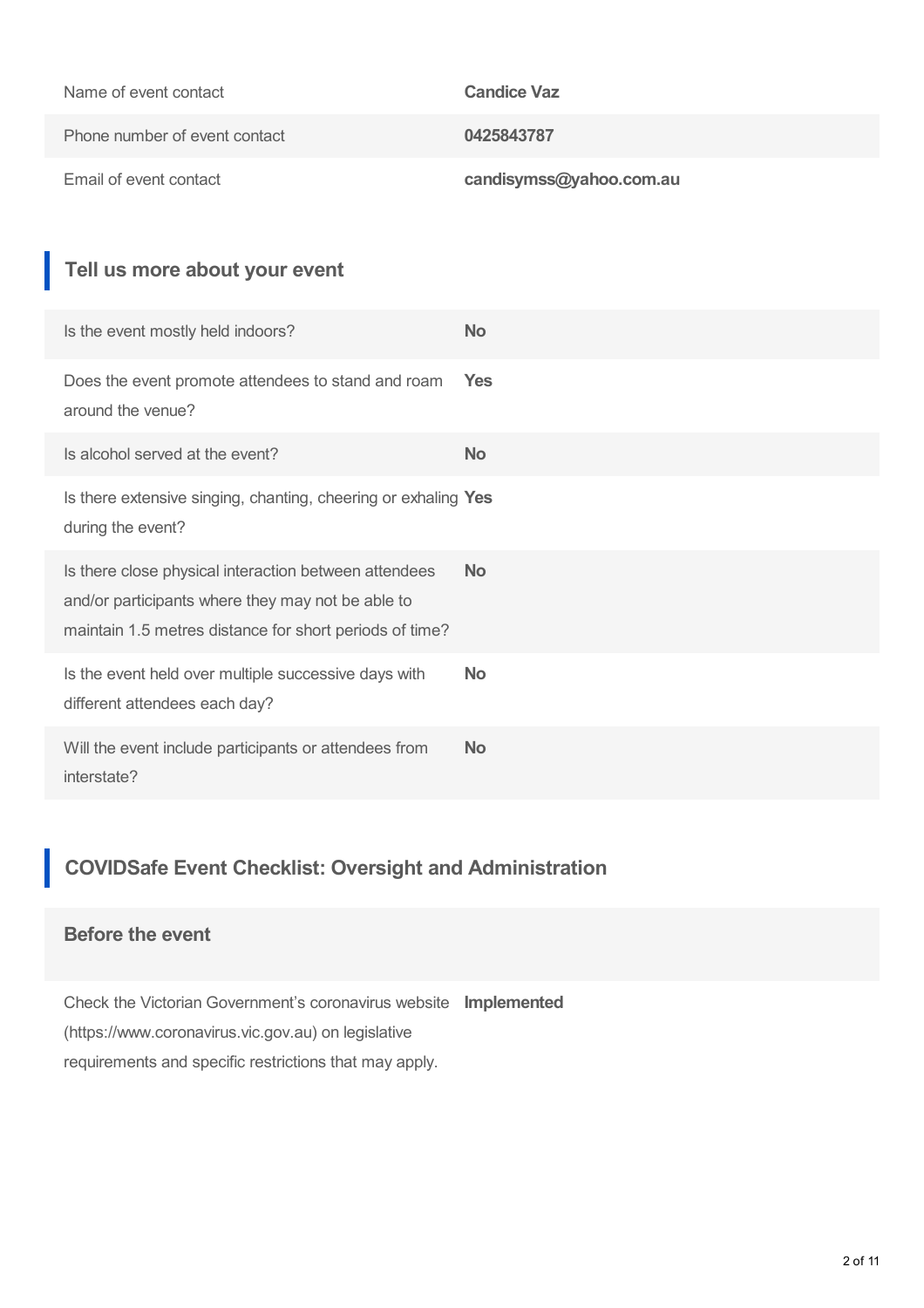| | |
|---|---|
| Name of event contact | **Candice Vaz** |
| Phone number of event contact | **0425843787** |
| Email of event contact | **candisymss@yahoo.com.au** |

## Tell us more about your event

| | |
|---|---|
| Is the event mostly held indoors? | **No** |
| Does the event promote attendees to stand and roam around the venue? | **Yes** |
| Is alcohol served at the event? | **No** |
| Is there extensive singing, chanting, cheering or exhaling during the event? | **Yes** |
| Is there close physical interaction between attendees and/or participants where they may not be able to maintain 1.5 metres distance for short periods of time? | **No** |
| Is the event held over multiple successive days with different attendees each day? | **No** |
| Will the event include participants or attendees from interstate? | **No** |

## COVIDSafe Event Checklist: Oversight and Administration

### Before the event

| | |
|---|---|
| Check the Victorian Government's coronavirus website (https://www.coronavirus.vic.gov.au) on legislative requirements and specific restrictions that may apply. | **Implemented** |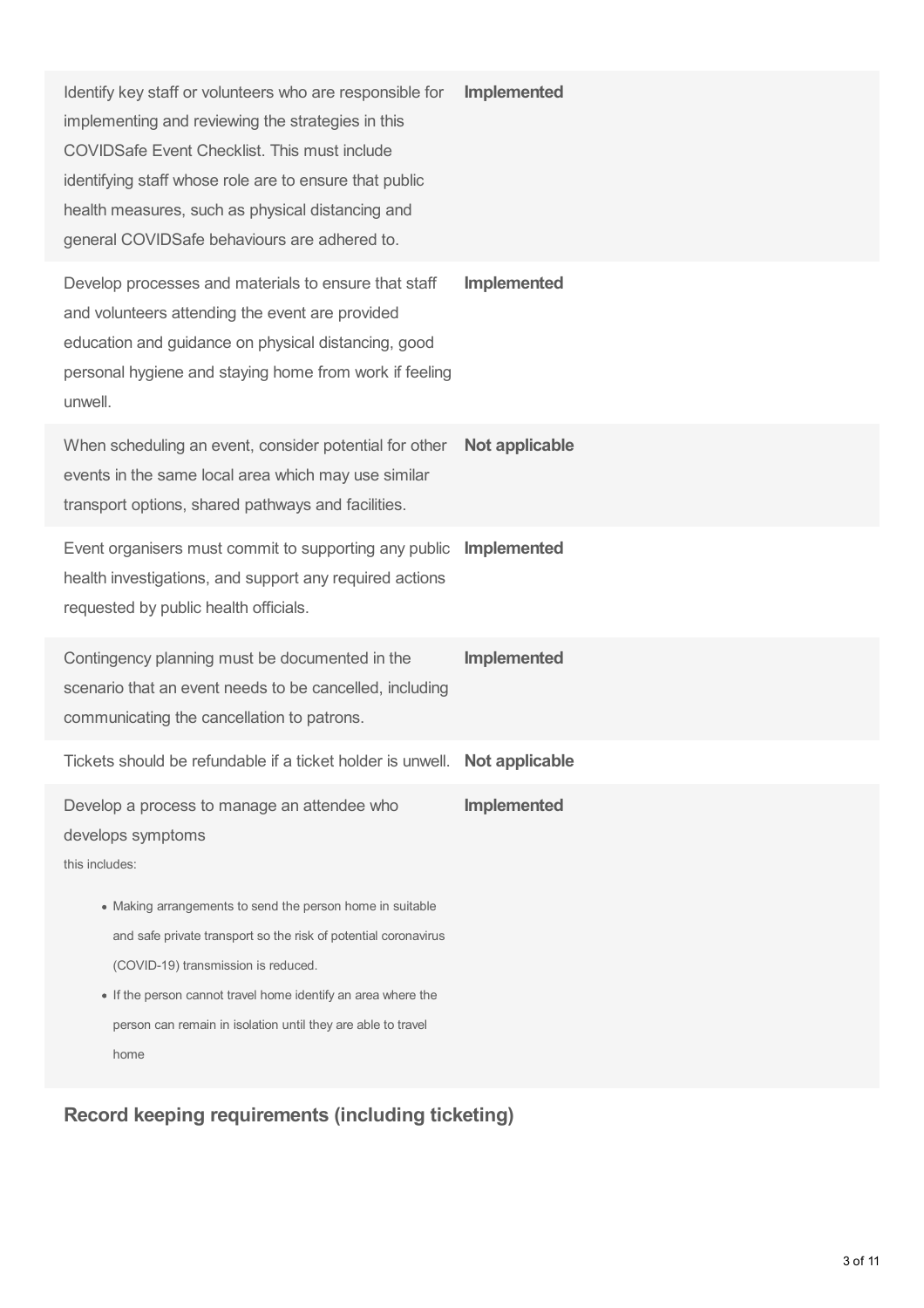| | |
|---|---|
| Identify key staff or volunteers who are responsible for implementing and reviewing the strategies in this COVIDSafe Event Checklist. This must include identifying staff whose role are to ensure that public health measures, such as physical distancing and general COVIDSafe behaviours are adhered to. | **Implemented** |
| Develop processes and materials to ensure that staff and volunteers attending the event are provided education and guidance on physical distancing, good personal hygiene and staying home from work if feeling unwell. | **Implemented** |
| When scheduling an event, consider potential for other events in the same local area which may use similar transport options, shared pathways and facilities. | **Not applicable** |
| Event organisers must commit to supporting any public health investigations, and support any required actions requested by public health officials. | **Implemented** |
| Contingency planning must be documented in the scenario that an event needs to be cancelled, including communicating the cancellation to patrons. | **Implemented** |
| Tickets should be refundable if a ticket holder is unwell. | **Not applicable** |
| Develop a process to manage an attendee who develops symptoms<br>this includes:<br>• Making arrangements to send the person home in suitable and safe private transport so the risk of potential coronavirus (COVID-19) transmission is reduced.<br>• If the person cannot travel home identify an area where the person can remain in isolation until they are able to travel home | **Implemented** |

## Record keeping requirements (including ticketing)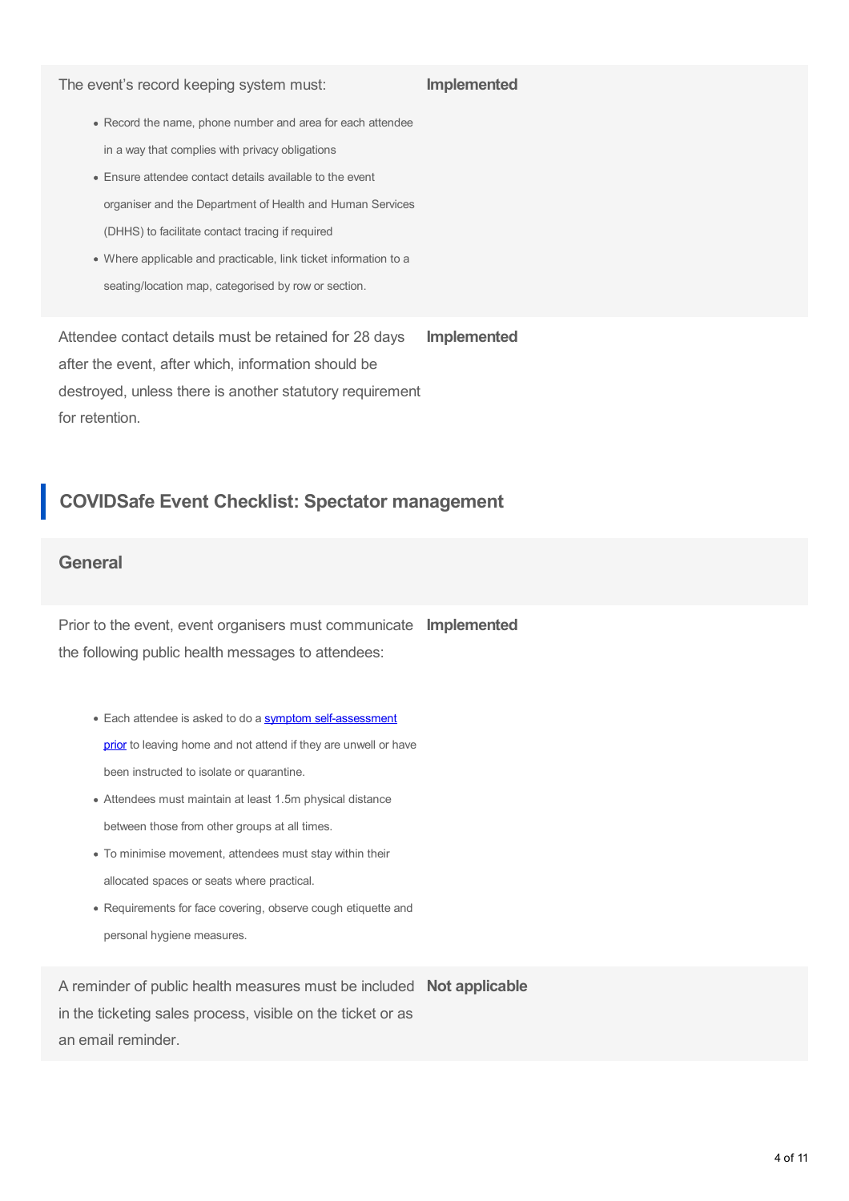| | |
|---|---|
| The event's record keeping system must:<br><br>- Record the name, phone number and area for each attendee in a way that complies with privacy obligations<br>- Ensure attendee contact details available to the event organiser and the Department of Health and Human Services (DHHS) to facilitate contact tracing if required<br>- Where applicable and practicable, link ticket information to a seating/location map, categorised by row or section. | **Implemented** |
| Attendee contact details must be retained for 28 days after the event, after which, information should be destroyed, unless there is another statutory requirement for retention. | **Implemented** |

## COVIDSafe Event Checklist: Spectator management

### General

| | |
|---|---|
| Prior to the event, event organisers must communicate the following public health messages to attendees:<br><br>- Each attendee is asked to do a symptom self-assessment prior to leaving home and not attend if they are unwell or have been instructed to isolate or quarantine.<br>- Attendees must maintain at least 1.5m physical distance between those from other groups at all times.<br>- To minimise movement, attendees must stay within their allocated spaces or seats where practical.<br>- Requirements for face covering, observe cough etiquette and personal hygiene measures. | **Implemented** |
| A reminder of public health measures must be included in the ticketing sales process, visible on the ticket or as an email reminder. | **Not applicable** |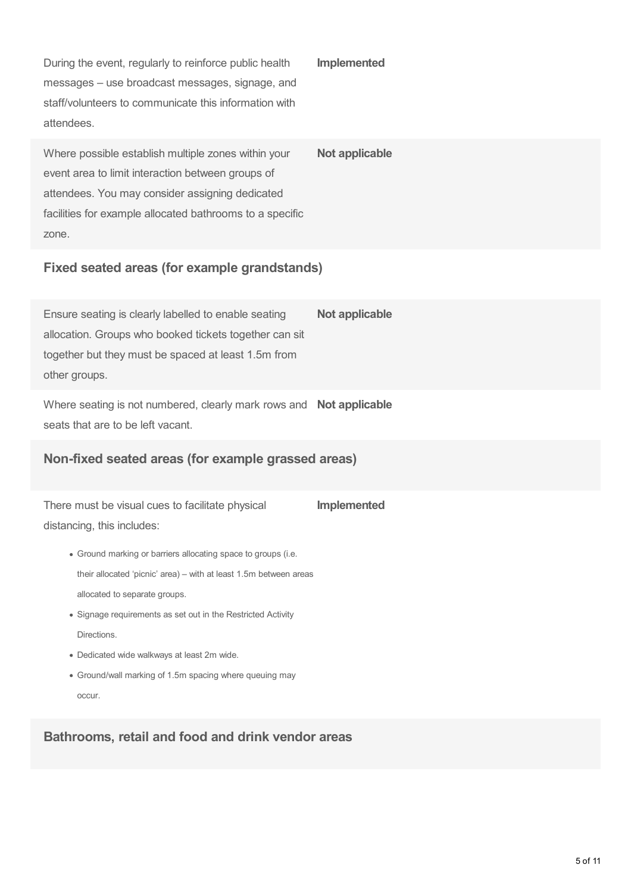| | |
|---|---|
| During the event, regularly to reinforce public health messages – use broadcast messages, signage, and staff/volunteers to communicate this information with attendees. | **Implemented** |
| Where possible establish multiple zones within your event area to limit interaction between groups of attendees. You may consider assigning dedicated facilities for example allocated bathrooms to a specific zone. | **Not applicable** |

### Fixed seated areas (for example grandstands)

| | |
|---|---|
| Ensure seating is clearly labelled to enable seating allocation. Groups who booked tickets together can sit together but they must be spaced at least 1.5m from other groups. | **Not applicable** |
| Where seating is not numbered, clearly mark rows and seats that are to be left vacant. | **Not applicable** |

### Non-fixed seated areas (for example grassed areas)

There must be visual cues to facilitate physical distancing, this includes: **Implemented**

- Ground marking or barriers allocating space to groups (i.e. their allocated 'picnic' area) – with at least 1.5m between areas allocated to separate groups.
- Signage requirements as set out in the Restricted Activity Directions.
- Dedicated wide walkways at least 2m wide.
- Ground/wall marking of 1.5m spacing where queuing may occur.

### Bathrooms, retail and food and drink vendor areas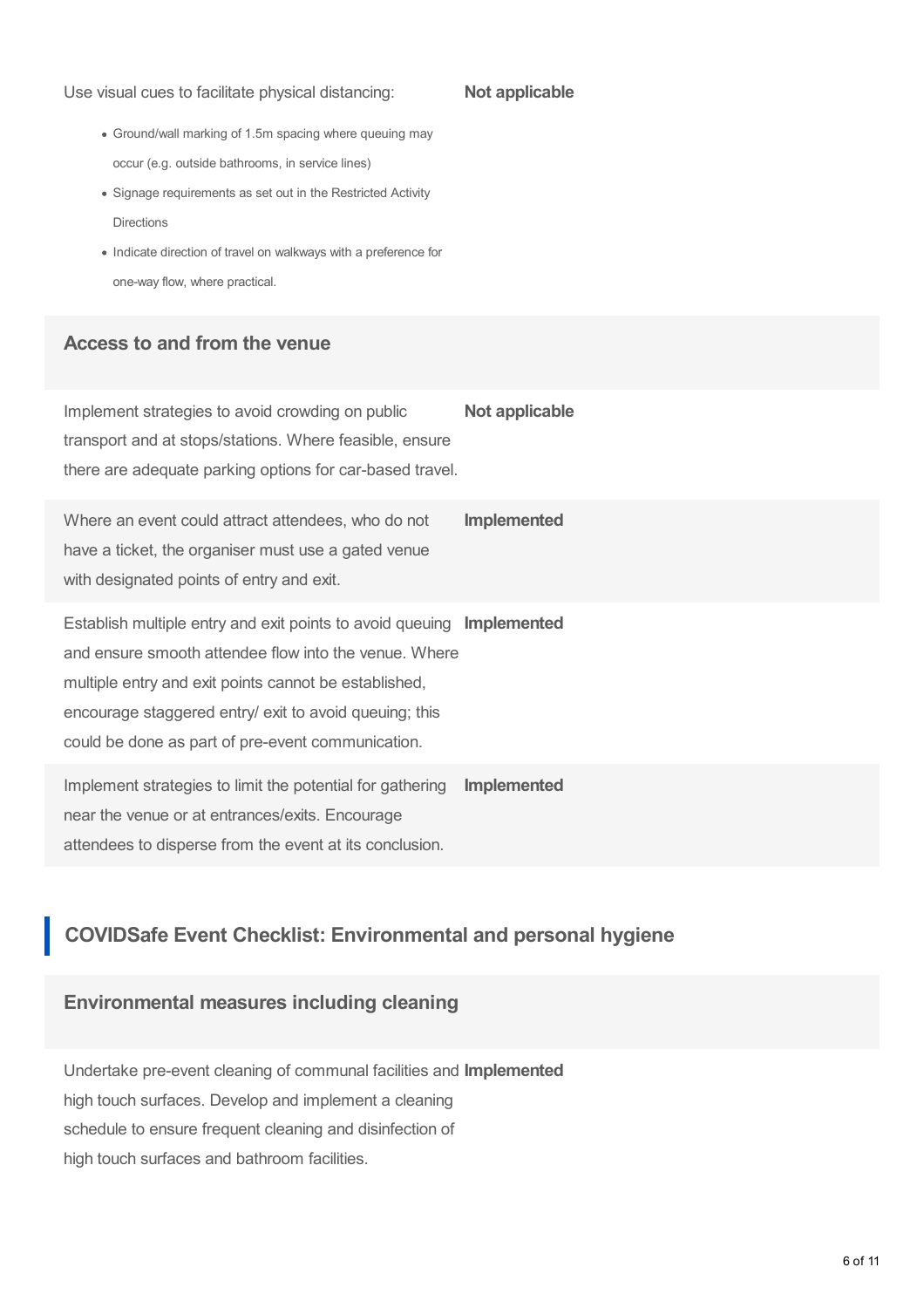| Requirement | Status |
| --- | --- |
| Use visual cues to facilitate physical distancing:<br>• Ground/wall marking of 1.5m spacing where queuing may occur (e.g. outside bathrooms, in service lines)<br>• Signage requirements as set out in the Restricted Activity Directions<br>• Indicate direction of travel on walkways with a preference for one-way flow, where practical. | **Not applicable** |

### Access to and from the venue

| Requirement | Status |
| --- | --- |
| Implement strategies to avoid crowding on public transport and at stops/stations. Where feasible, ensure there are adequate parking options for car-based travel. | **Not applicable** |
| Where an event could attract attendees, who do not have a ticket, the organiser must use a gated venue with designated points of entry and exit. | **Implemented** |
| Establish multiple entry and exit points to avoid queuing and ensure smooth attendee flow into the venue. Where multiple entry and exit points cannot be established, encourage staggered entry/ exit to avoid queuing; this could be done as part of pre-event communication. | **Implemented** |
| Implement strategies to limit the potential for gathering near the venue or at entrances/exits. Encourage attendees to disperse from the event at its conclusion. | **Implemented** |

## COVIDSafe Event Checklist: Environmental and personal hygiene

### Environmental measures including cleaning

| Requirement | Status |
| --- | --- |
| Undertake pre-event cleaning of communal facilities and high touch surfaces. Develop and implement a cleaning schedule to ensure frequent cleaning and disinfection of high touch surfaces and bathroom facilities. | **Implemented** |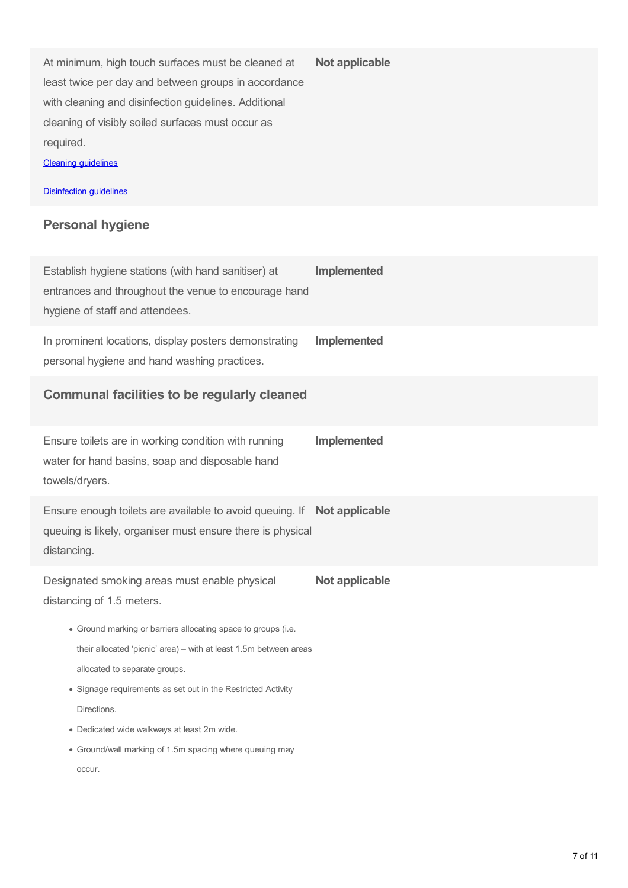| Requirement | Status |
| --- | --- |
| At minimum, high touch surfaces must be cleaned at least twice per day and between groups in accordance with cleaning and disinfection guidelines. Additional cleaning of visibly soiled surfaces must occur as required. [Cleaning guidelines] [Disinfection guidelines] | **Not applicable** |

### Personal hygiene

| Requirement | Status |
| --- | --- |
| Establish hygiene stations (with hand sanitiser) at entrances and throughout the venue to encourage hand hygiene of staff and attendees. | **Implemented** |
| In prominent locations, display posters demonstrating personal hygiene and hand washing practices. | **Implemented** |

### Communal facilities to be regularly cleaned

| Requirement | Status |
| --- | --- |
| Ensure toilets are in working condition with running water for hand basins, soap and disposable hand towels/dryers. | **Implemented** |
| Ensure enough toilets are available to avoid queuing. If queuing is likely, organiser must ensure there is physical distancing. | **Not applicable** |
| Designated smoking areas must enable physical distancing of 1.5 meters. <br>• Ground marking or barriers allocating space to groups (i.e. their allocated 'picnic' area) – with at least 1.5m between areas allocated to separate groups. <br>• Signage requirements as set out in the Restricted Activity Directions. <br>• Dedicated wide walkways at least 2m wide. <br>• Ground/wall marking of 1.5m spacing where queuing may occur. | **Not applicable** |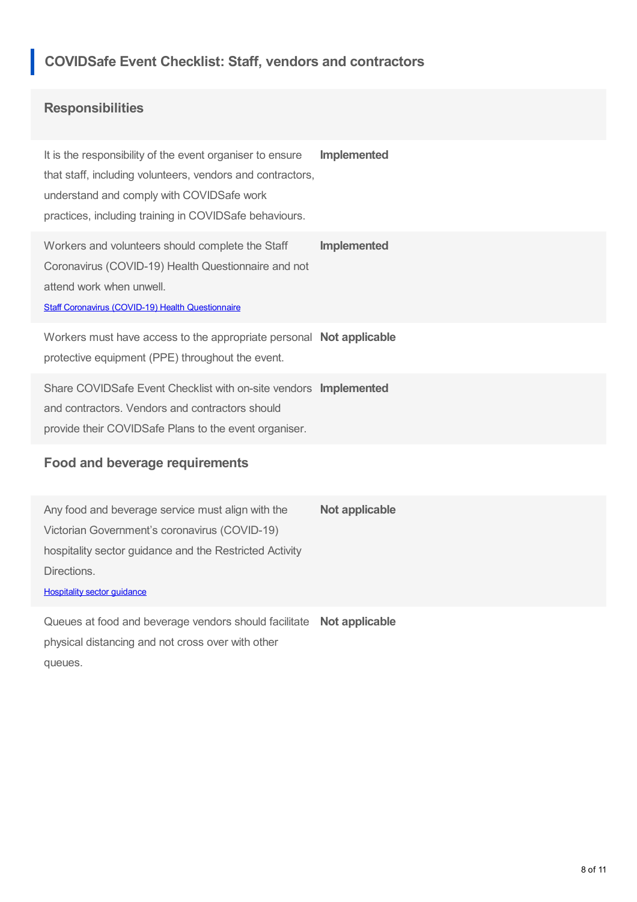## COVIDSafe Event Checklist: Staff, vendors and contractors

### Responsibilities

| | |
|---|---|
| It is the responsibility of the event organiser to ensure that staff, including volunteers, vendors and contractors, understand and comply with COVIDSafe work practices, including training in COVIDSafe behaviours. | **Implemented** |
| Workers and volunteers should complete the Staff Coronavirus (COVID-19) Health Questionnaire and not attend work when unwell. [Staff Coronavirus (COVID-19) Health Questionnaire]() | **Implemented** |
| Workers must have access to the appropriate personal protective equipment (PPE) throughout the event. | **Not applicable** |
| Share COVIDSafe Event Checklist with on-site vendors and contractors. Vendors and contractors should provide their COVIDSafe Plans to the event organiser. | **Implemented** |

### Food and beverage requirements

| | |
|---|---|
| Any food and beverage service must align with the Victorian Government's coronavirus (COVID-19) hospitality sector guidance and the Restricted Activity Directions. [Hospitality sector guidance]() | **Not applicable** |
| Queues at food and beverage vendors should facilitate physical distancing and not cross over with other queues. | **Not applicable** |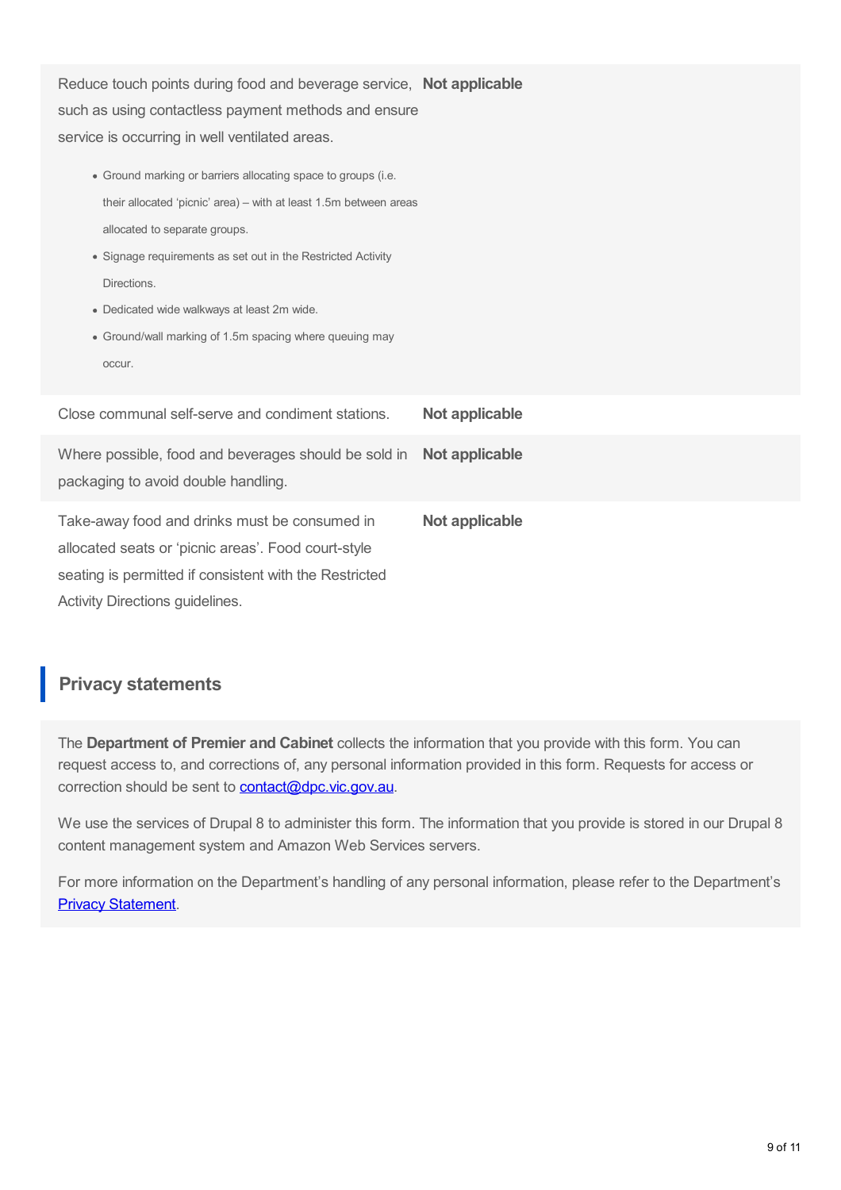| | |
|---|---|
| Reduce touch points during food and beverage service, such as using contactless payment methods and ensure service is occurring in well ventilated areas.<br>• Ground marking or barriers allocating space to groups (i.e. their allocated 'picnic' area) – with at least 1.5m between areas allocated to separate groups.<br>• Signage requirements as set out in the Restricted Activity Directions.<br>• Dedicated wide walkways at least 2m wide.<br>• Ground/wall marking of 1.5m spacing where queuing may occur. | **Not applicable** |
| Close communal self-serve and condiment stations. | **Not applicable** |
| Where possible, food and beverages should be sold in packaging to avoid double handling. | **Not applicable** |
| Take-away food and drinks must be consumed in allocated seats or 'picnic areas'. Food court-style seating is permitted if consistent with the Restricted Activity Directions guidelines. | **Not applicable** |

## Privacy statements

The **Department of Premier and Cabinet** collects the information that you provide with this form. You can request access to, and corrections of, any personal information provided in this form. Requests for access or correction should be sent to contact@dpc.vic.gov.au.

We use the services of Drupal 8 to administer this form. The information that you provide is stored in our Drupal 8 content management system and Amazon Web Services servers.

For more information on the Department's handling of any personal information, please refer to the Department's Privacy Statement.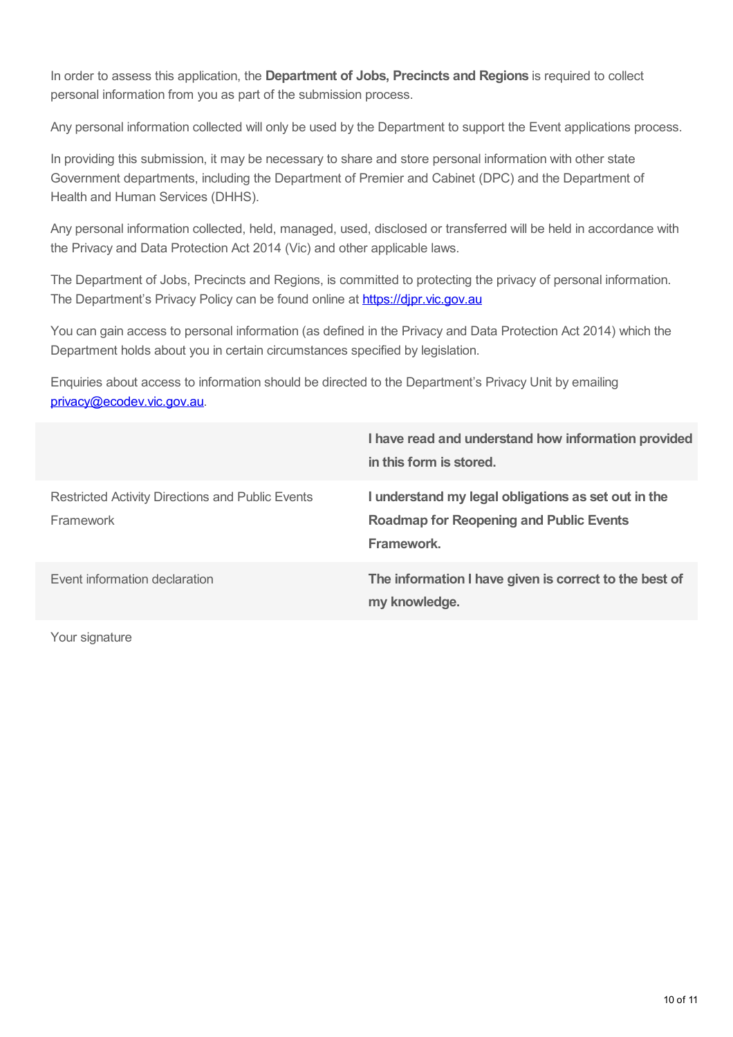In order to assess this application, the **Department of Jobs, Precincts and Regions** is required to collect personal information from you as part of the submission process.

Any personal information collected will only be used by the Department to support the Event applications process.

In providing this submission, it may be necessary to share and store personal information with other state Government departments, including the Department of Premier and Cabinet (DPC) and the Department of Health and Human Services (DHHS).

Any personal information collected, held, managed, used, disclosed or transferred will be held in accordance with the Privacy and Data Protection Act 2014 (Vic) and other applicable laws.

The Department of Jobs, Precincts and Regions, is committed to protecting the privacy of personal information. The Department's Privacy Policy can be found online at [https://djpr.vic.gov.au](https://djpr.vic.gov.au)

You can gain access to personal information (as defined in the Privacy and Data Protection Act 2014) which the Department holds about you in certain circumstances specified by legislation.

Enquiries about access to information should be directed to the Department's Privacy Unit by emailing [privacy@ecodev.vic.gov.au](mailto:privacy@ecodev.vic.gov.au).

| | |
|---|---|
| | **I have read and understand how information provided in this form is stored.** |
| Restricted Activity Directions and Public Events Framework | **I understand my legal obligations as set out in the Roadmap for Reopening and Public Events Framework.** |
| Event information declaration | **The information I have given is correct to the best of my knowledge.** |

Your signature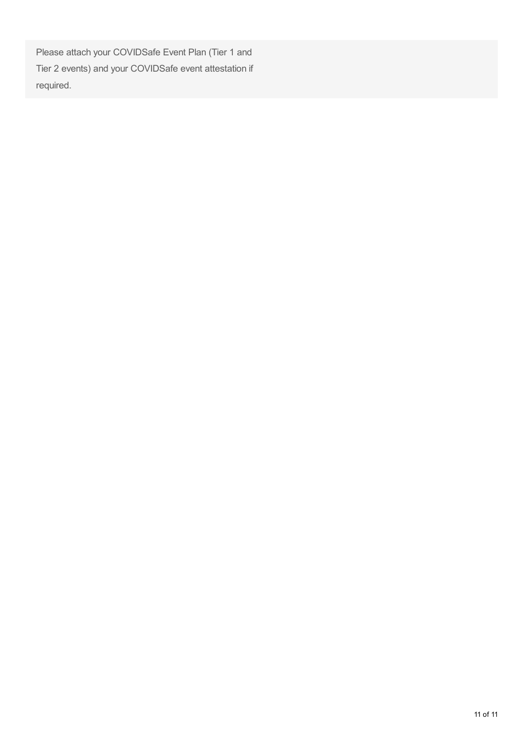Please attach your COVIDSafe Event Plan (Tier 1 and Tier 2 events) and your COVIDSafe event attestation if required.